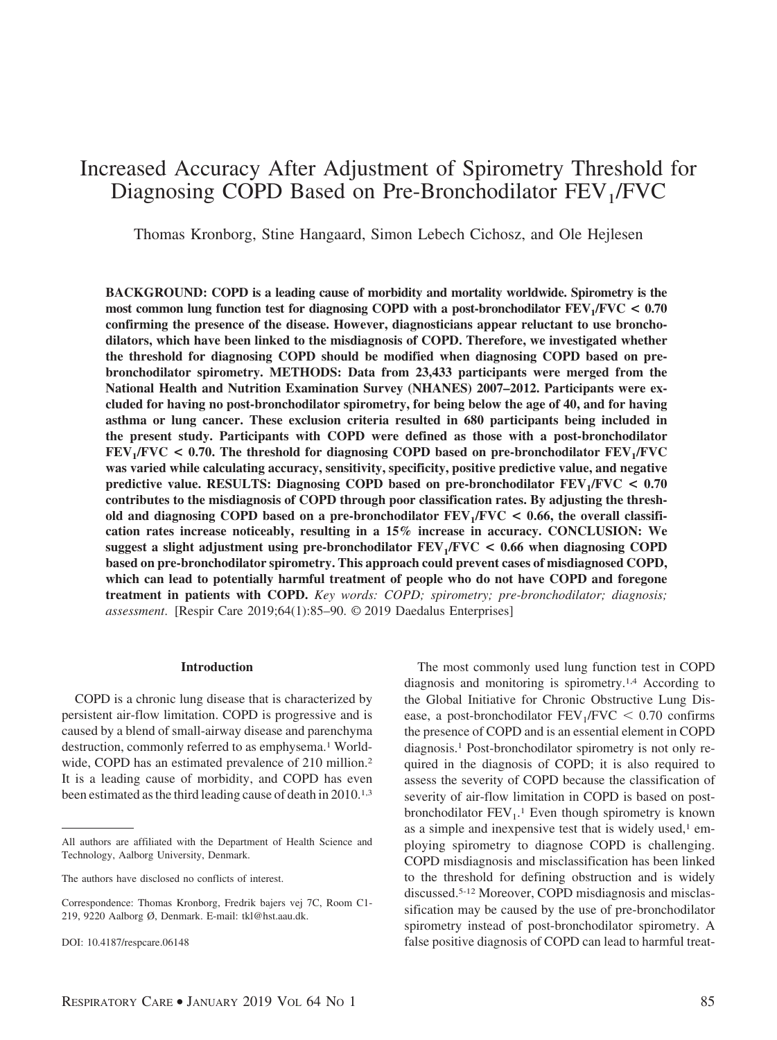# Increased Accuracy After Adjustment of Spirometry Threshold for Diagnosing COPD Based on Pre-Bronchodilator $FEV_1$/FVC

Thomas Kronborg, Stine Hangaard, Simon Lebech Cichosz, and Ole Hejlesen

**BACKGROUND: COPD is a leading cause of morbidity and mortality worldwide. Spirometry is the most common lung function test for diagnosing COPD with a post-bronchodilator $FEV_1$/FVC < 0.70 confirming the presence of the disease. However, diagnosticians appear reluctant to use bronchodilators, which have been linked to the misdiagnosis of COPD. Therefore, we investigated whether the threshold for diagnosing COPD should be modified when diagnosing COPD based on pre-bronchodilator spirometry. METHODS: Data from 23,433 participants were merged from the National Health and Nutrition Examination Survey (NHANES) 2007–2012. Participants were excluded for having no post-bronchodilator spirometry, for being below the age of 40, and for having asthma or lung cancer. These exclusion criteria resulted in 680 participants being included in the present study. Participants with COPD were defined as those with a post-bronchodilator $FEV_1$/FVC < 0.70. The threshold for diagnosing COPD based on pre-bronchodilator $FEV_1$/FVC was varied while calculating accuracy, sensitivity, specificity, positive predictive value, and negative predictive value. RESULTS: Diagnosing COPD based on pre-bronchodilator $FEV_1$/FVC < 0.70 contributes to the misdiagnosis of COPD through poor classification rates. By adjusting the threshold and diagnosing COPD based on a pre-bronchodilator $FEV_1$/FVC < 0.66, the overall classification rates increase noticeably, resulting in a 15% increase in accuracy. CONCLUSION: We suggest a slight adjustment using pre-bronchodilator $FEV_1$/FVC < 0.66 when diagnosing COPD based on pre-bronchodilator spirometry. This approach could prevent cases of misdiagnosed COPD, which can lead to potentially harmful treatment of people who do not have COPD and foregone treatment in patients with COPD.** *Key words: COPD; spirometry; pre-bronchodilator; diagnosis; assessment*. [Respir Care 2019;64(1):85–90. © 2019 Daedalus Enterprises]

## Introduction

COPD is a chronic lung disease that is characterized by persistent air-flow limitation. COPD is progressive and is caused by a blend of small-airway disease and parenchyma destruction, commonly referred to as emphysema.[1] Worldwide, COPD has an estimated prevalence of 210 million.[2] It is a leading cause of morbidity, and COPD has even been estimated as the third leading cause of death in 2010.[1,3]

All authors are affiliated with the Department of Health Science and Technology, Aalborg University, Denmark.

The authors have disclosed no conflicts of interest.

Correspondence: Thomas Kronborg, Fredrik bajers vej 7C, Room C1-219, 9220 Aalborg Ø, Denmark. E-mail: tkl@hst.aau.dk.

DOI: 10.4187/respcare.06148

The most commonly used lung function test in COPD diagnosis and monitoring is spirometry.[1,4] According to the Global Initiative for Chronic Obstructive Lung Disease, a post-bronchodilator $FEV_1$/FVC $< 0.70$ confirms the presence of COPD and is an essential element in COPD diagnosis.[1] Post-bronchodilator spirometry is not only required in the diagnosis of COPD; it is also required to assess the severity of COPD because the classification of severity of air-flow limitation in COPD is based on post-bronchodilator $FEV_1$.[1] Even though spirometry is known as a simple and inexpensive test that is widely used,[1] employing spirometry to diagnose COPD is challenging. COPD misdiagnosis and misclassification has been linked to the threshold for defining obstruction and is widely discussed.[5-12] Moreover, COPD misdiagnosis and misclassification may be caused by the use of pre-bronchodilator spirometry instead of post-bronchodilator spirometry. A false positive diagnosis of COPD can lead to harmful treat-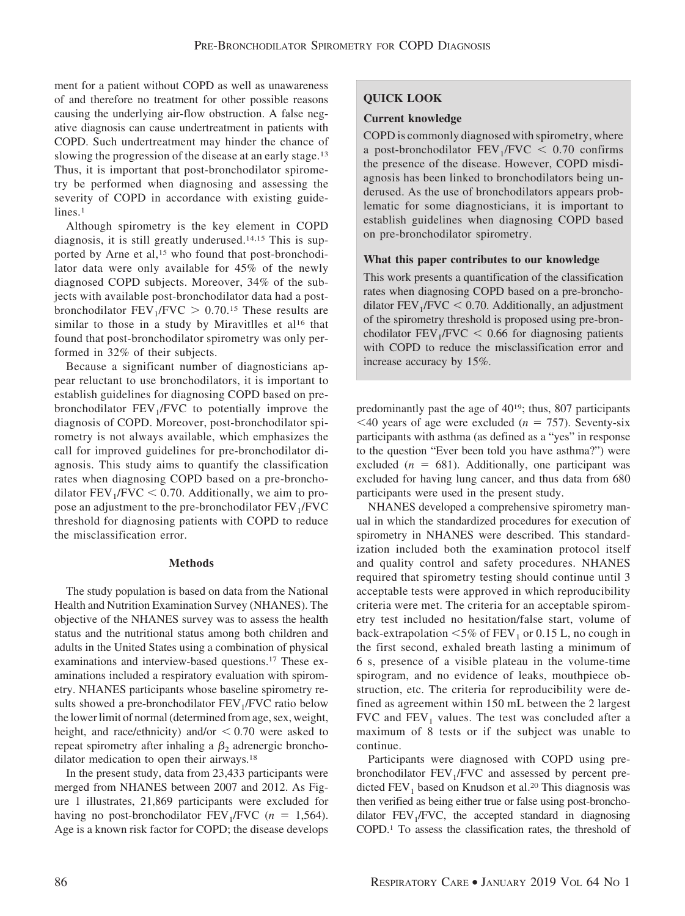ment for a patient without COPD as well as unawareness of and therefore no treatment for other possible reasons causing the underlying air-flow obstruction. A false negative diagnosis can cause undertreatment in patients with COPD. Such undertreatment may hinder the chance of slowing the progression of the disease at an early stage.[13] Thus, it is important that post-bronchodilator spirometry be performed when diagnosing and assessing the severity of COPD in accordance with existing guidelines.[1]

Although spirometry is the key element in COPD diagnosis, it is still greatly underused.[14,15] This is supported by Arne et al,[15] who found that post-bronchodilator data were only available for 45% of the newly diagnosed COPD subjects. Moreover, 34% of the subjects with available post-bronchodilator data had a post-bronchodilator $FEV_1/FVC > 0.70$.[15] These results are similar to those in a study by Miravitlles et al[16] that found that post-bronchodilator spirometry was only performed in 32% of their subjects.

Because a significant number of diagnosticians appear reluctant to use bronchodilators, it is important to establish guidelines for diagnosing COPD based on pre-bronchodilator $FEV_1/FVC$ to potentially improve the diagnosis of COPD. Moreover, post-bronchodilator spirometry is not always available, which emphasizes the call for improved guidelines for pre-bronchodilator diagnosis. This study aims to quantify the classification rates when diagnosing COPD based on a pre-bronchodilator $FEV_1/FVC < 0.70$. Additionally, we aim to propose an adjustment to the pre-bronchodilator $FEV_1/FVC$ threshold for diagnosing patients with COPD to reduce the misclassification error.

> **QUICK LOOK**
>
> **Current knowledge**
>
> COPD is commonly diagnosed with spirometry, where a post-bronchodilator $FEV_1/FVC < 0.70$ confirms the presence of the disease. However, COPD misdiagnosis has been linked to bronchodilators being underused. As the use of bronchodilators appears problematic for some diagnosticians, it is important to establish guidelines when diagnosing COPD based on pre-bronchodilator spirometry.
>
> **What this paper contributes to our knowledge**
>
> This work presents a quantification of the classification rates when diagnosing COPD based on a pre-bronchodilator $FEV_1/FVC < 0.70$. Additionally, an adjustment of the spirometry threshold is proposed using pre-bronchodilator $FEV_1/FVC < 0.66$ for diagnosing patients with COPD to reduce the misclassification error and increase accuracy by 15%.

## Methods

The study population is based on data from the National Health and Nutrition Examination Survey (NHANES). The objective of the NHANES survey was to assess the health status and the nutritional status among both children and adults in the United States using a combination of physical examinations and interview-based questions.[17] These examinations included a respiratory evaluation with spirometry. NHANES participants whose baseline spirometry results showed a pre-bronchodilator $FEV_1/FVC$ ratio below the lower limit of normal (determined from age, sex, weight, height, and race/ethnicity) and/or $< 0.70$ were asked to repeat spirometry after inhaling a $\beta_2$ adrenergic bronchodilator medication to open their airways.[18]

In the present study, data from 23,433 participants were merged from NHANES between 2007 and 2012. As Figure 1 illustrates, 21,869 participants were excluded for having no post-bronchodilator $FEV_1/FVC$ ($n = 1{,}564$). Age is a known risk factor for COPD; the disease develops predominantly past the age of 40[19]; thus, 807 participants $<40$ years of age were excluded ($n = 757$). Seventy-six participants with asthma (as defined as a "yes" in response to the question "Ever been told you have asthma?") were excluded ($n = 681$). Additionally, one participant was excluded for having lung cancer, and thus data from 680 participants were used in the present study.

NHANES developed a comprehensive spirometry manual in which the standardized procedures for execution of spirometry in NHANES were described. This standardization included both the examination protocol itself and quality control and safety procedures. NHANES required that spirometry testing should continue until 3 acceptable tests were approved in which reproducibility criteria were met. The criteria for an acceptable spirometry test included no hesitation/false start, volume of back-extrapolation $<5\%$ of $FEV_1$ or 0.15 L, no cough in the first second, exhaled breath lasting a minimum of 6 s, presence of a visible plateau in the volume-time spirogram, and no evidence of leaks, mouthpiece obstruction, etc. The criteria for reproducibility were defined as agreement within 150 mL between the 2 largest FVC and $FEV_1$ values. The test was concluded after a maximum of 8 tests or if the subject was unable to continue.

Participants were diagnosed with COPD using pre-bronchodilator $FEV_1/FVC$ and assessed by percent predicted $FEV_1$ based on Knudson et al.[20] This diagnosis was then verified as being either true or false using post-bronchodilator $FEV_1/FVC$, the accepted standard in diagnosing COPD.[1] To assess the classification rates, the threshold of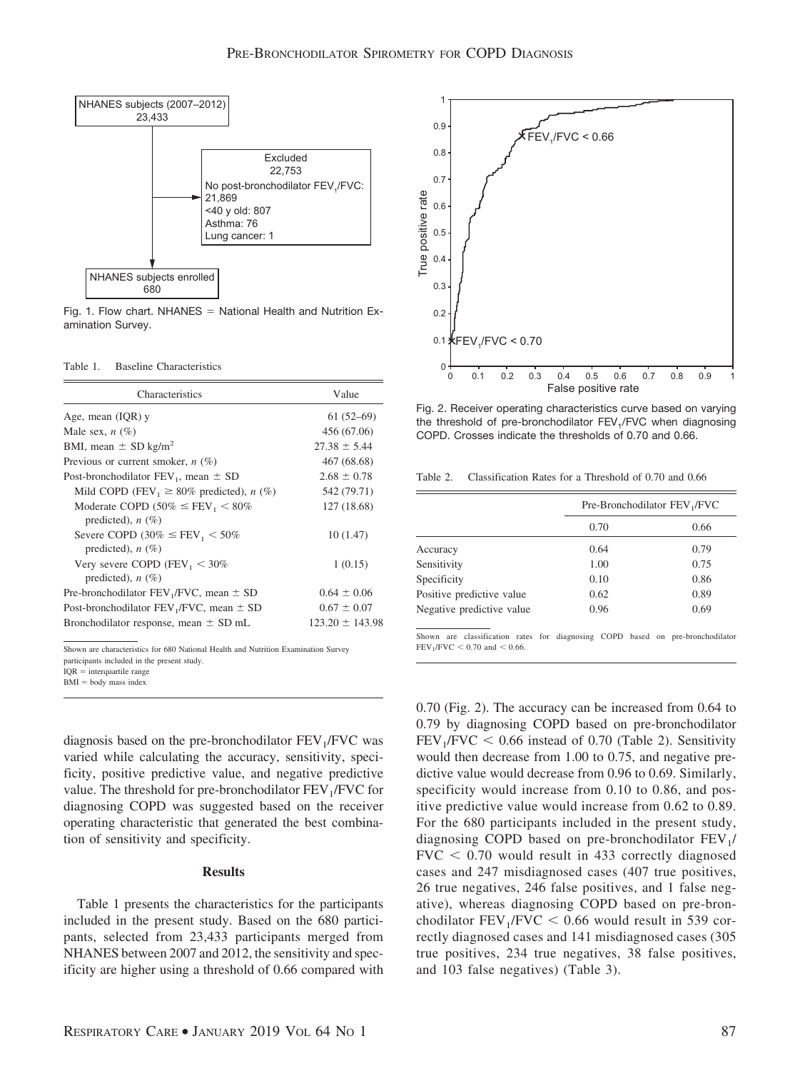Fig. 1. Flow chart. NHANES = National Health and Nutrition Examination Survey.

Table 1. Baseline Characteristics

| Characteristics | Value |
|---|---|
| Age, mean (IQR) y | 61 (52–69) |
| Male sex, *n* (%) | 456 (67.06) |
| BMI, mean ± SD kg/m$^2$ | 27.38 ± 5.44 |
| Previous or current smoker, *n* (%) | 467 (68.68) |
| Post-bronchodilator $FEV_1$, mean ± SD | 2.68 ± 0.78 |
| Mild COPD ($FEV_1 \geq 80\%$ predicted), *n* (%) | 542 (79.71) |
| Moderate COPD ($50\% \leq FEV_1 < 80\%$ predicted), *n* (%) | 127 (18.68) |
| Severe COPD ($30\% \leq FEV_1 < 50\%$ predicted), *n* (%) | 10 (1.47) |
| Very severe COPD ($FEV_1 < 30\%$ predicted), *n* (%) | 1 (0.15) |
| Pre-bronchodilator $FEV_1$/FVC, mean ± SD | 0.64 ± 0.06 |
| Post-bronchodilator $FEV_1$/FVC, mean ± SD | 0.67 ± 0.07 |
| Bronchodilator response, mean ± SD mL | 123.20 ± 143.98 |

Shown are characteristics for 680 National Health and Nutrition Examination Survey participants included in the present study.
IQR = interquartile range
BMI = body mass index

diagnosis based on the pre-bronchodilator $FEV_1$/FVC was varied while calculating the accuracy, sensitivity, specificity, positive predictive value, and negative predictive value. The threshold for pre-bronchodilator $FEV_1$/FVC for diagnosing COPD was suggested based on the receiver operating characteristic that generated the best combination of sensitivity and specificity.

## Results

Table 1 presents the characteristics for the participants included in the present study. Based on the 680 participants, selected from 23,433 participants merged from NHANES between 2007 and 2012, the sensitivity and specificity are higher using a threshold of 0.66 compared with 0.70 (Fig. 2). The accuracy can be increased from 0.64 to 0.79 by diagnosing COPD based on pre-bronchodilator $FEV_1/FVC < 0.66$ instead of 0.70 (Table 2). Sensitivity would then decrease from 1.00 to 0.75, and negative predictive value would decrease from 0.96 to 0.69. Similarly, specificity would increase from 0.10 to 0.86, and positive predictive value would increase from 0.62 to 0.89. For the 680 participants included in the present study, diagnosing COPD based on pre-bronchodilator $FEV_1/FVC < 0.70$ would result in 433 correctly diagnosed cases and 247 misdiagnosed cases (407 true positives, 26 true negatives, 246 false positives, and 1 false negative), whereas diagnosing COPD based on pre-bronchodilator $FEV_1/FVC < 0.66$ would result in 539 correctly diagnosed cases and 141 misdiagnosed cases (305 true positives, 234 true negatives, 38 false positives, and 103 false negatives) (Table 3).

Fig. 2. Receiver operating characteristics curve based on varying the threshold of pre-bronchodilator $FEV_1$/FVC when diagnosing COPD. Crosses indicate the thresholds of 0.70 and 0.66.

Table 2. Classification Rates for a Threshold of 0.70 and 0.66

| | Pre-Bronchodilator $FEV_1$/FVC | |
|---|---|---|
| | 0.70 | 0.66 |
| Accuracy | 0.64 | 0.79 |
| Sensitivity | 1.00 | 0.75 |
| Specificity | 0.10 | 0.86 |
| Positive predictive value | 0.62 | 0.89 |
| Negative predictive value | 0.96 | 0.69 |

Shown are classification rates for diagnosing COPD based on pre-bronchodilator $FEV_1/FVC < 0.70$ and $< 0.66$.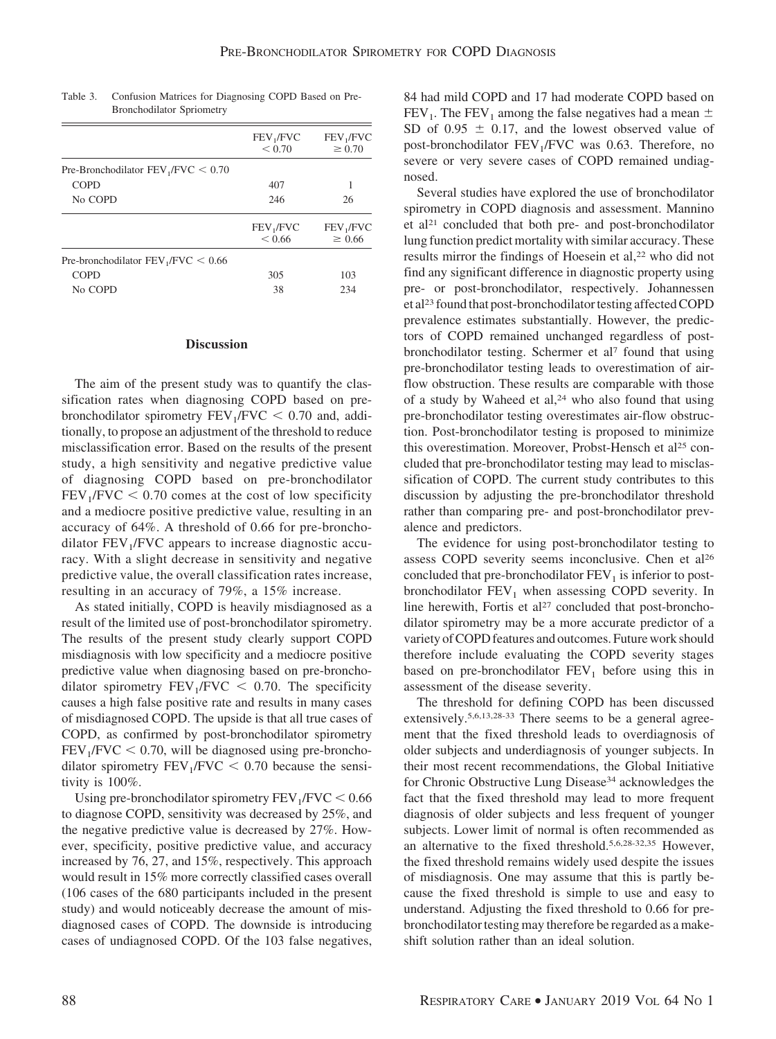Table 3. Confusion Matrices for Diagnosing COPD Based on Pre-Bronchodilator Spriometry

| | $FEV_1/FVC < 0.70$ | $FEV_1/FVC \geq 0.70$ |
|---|---|---|
| Pre-Bronchodilator $FEV_1/FVC < 0.70$ | | |
| COPD | 407 | 1 |
| No COPD | 246 | 26 |
| | $FEV_1/FVC < 0.66$ | $FEV_1/FVC \geq 0.66$ |
| Pre-bronchodilator $FEV_1/FVC < 0.66$ | | |
| COPD | 305 | 103 |
| No COPD | 38 | 234 |

## Discussion

The aim of the present study was to quantify the classification rates when diagnosing COPD based on pre-bronchodilator spirometry $FEV_1/FVC < 0.70$ and, additionally, to propose an adjustment of the threshold to reduce misclassification error. Based on the results of the present study, a high sensitivity and negative predictive value of diagnosing COPD based on pre-bronchodilator $FEV_1/FVC < 0.70$ comes at the cost of low specificity and a mediocre positive predictive value, resulting in an accuracy of 64%. A threshold of 0.66 for pre-bronchodilator $FEV_1/FVC$ appears to increase diagnostic accuracy. With a slight decrease in sensitivity and negative predictive value, the overall classification rates increase, resulting in an accuracy of 79%, a 15% increase.

As stated initially, COPD is heavily misdiagnosed as a result of the limited use of post-bronchodilator spirometry. The results of the present study clearly support COPD misdiagnosis with low specificity and a mediocre positive predictive value when diagnosing based on pre-bronchodilator spirometry $FEV_1/FVC < 0.70$. The specificity causes a high false positive rate and results in many cases of misdiagnosed COPD. The upside is that all true cases of COPD, as confirmed by post-bronchodilator spirometry $FEV_1/FVC < 0.70$, will be diagnosed using pre-bronchodilator spirometry $FEV_1/FVC < 0.70$ because the sensitivity is 100%.

Using pre-bronchodilator spirometry $FEV_1/FVC < 0.66$ to diagnose COPD, sensitivity was decreased by 25%, and the negative predictive value is decreased by 27%. However, specificity, positive predictive value, and accuracy increased by 76, 27, and 15%, respectively. This approach would result in 15% more correctly classified cases overall (106 cases of the 680 participants included in the present study) and would noticeably decrease the amount of misdiagnosed cases of COPD. The downside is introducing cases of undiagnosed COPD. Of the 103 false negatives, 84 had mild COPD and 17 had moderate COPD based on $FEV_1$. The $FEV_1$ among the false negatives had a mean $\pm$ SD of $0.95 \pm 0.17$, and the lowest observed value of post-bronchodilator $FEV_1/FVC$ was 0.63. Therefore, no severe or very severe cases of COPD remained undiagnosed.

Several studies have explored the use of bronchodilator spirometry in COPD diagnosis and assessment. Mannino et al[21] concluded that both pre- and post-bronchodilator lung function predict mortality with similar accuracy. These results mirror the findings of Hoesein et al,[22] who did not find any significant difference in diagnostic property using pre- or post-bronchodilator, respectively. Johannessen et al[23] found that post-bronchodilator testing affected COPD prevalence estimates substantially. However, the predictors of COPD remained unchanged regardless of post-bronchodilator testing. Schermer et al[7] found that using pre-bronchodilator testing leads to overestimation of airflow obstruction. These results are comparable with those of a study by Waheed et al,[24] who also found that using pre-bronchodilator testing overestimates air-flow obstruction. Post-bronchodilator testing is proposed to minimize this overestimation. Moreover, Probst-Hensch et al[25] concluded that pre-bronchodilator testing may lead to misclassification of COPD. The current study contributes to this discussion by adjusting the pre-bronchodilator threshold rather than comparing pre- and post-bronchodilator prevalence and predictors.

The evidence for using post-bronchodilator testing to assess COPD severity seems inconclusive. Chen et al[26] concluded that pre-bronchodilator $FEV_1$ is inferior to post-bronchodilator $FEV_1$ when assessing COPD severity. In line herewith, Fortis et al[27] concluded that post-bronchodilator spirometry may be a more accurate predictor of a variety of COPD features and outcomes. Future work should therefore include evaluating the COPD severity stages based on pre-bronchodilator $FEV_1$ before using this in assessment of the disease severity.

The threshold for defining COPD has been discussed extensively.[5,6,13,28-33] There seems to be a general agreement that the fixed threshold leads to overdiagnosis of older subjects and underdiagnosis of younger subjects. In their most recent recommendations, the Global Initiative for Chronic Obstructive Lung Disease[34] acknowledges the fact that the fixed threshold may lead to more frequent diagnosis of older subjects and less frequent of younger subjects. Lower limit of normal is often recommended as an alternative to the fixed threshold.[5,6,28-32,35] However, the fixed threshold remains widely used despite the issues of misdiagnosis. One may assume that this is partly because the fixed threshold is simple to use and easy to understand. Adjusting the fixed threshold to 0.66 for pre-bronchodilator testing may therefore be regarded as a makeshift solution rather than an ideal solution.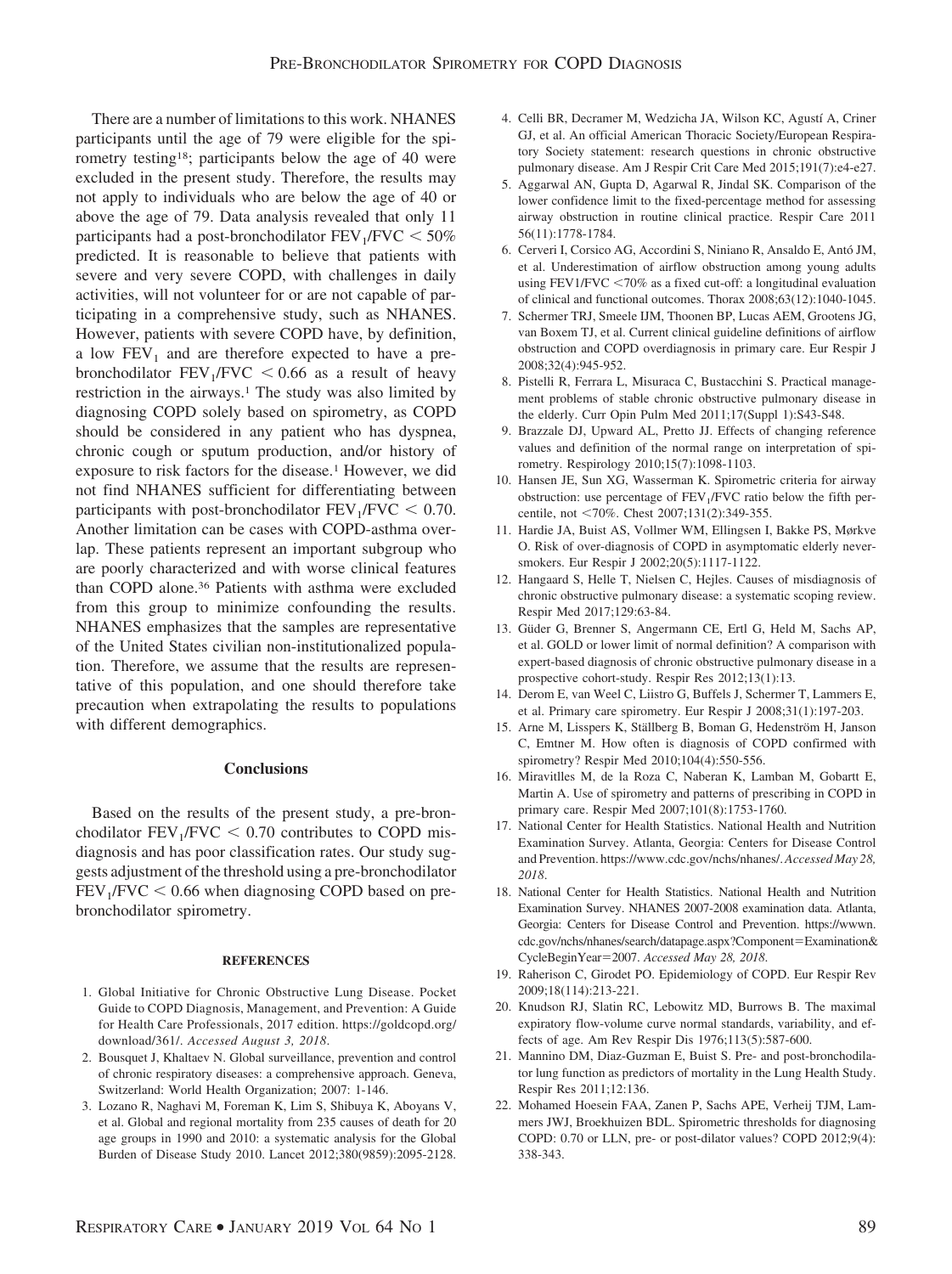There are a number of limitations to this work. NHANES participants until the age of 79 were eligible for the spirometry testing[18]; participants below the age of 40 were excluded in the present study. Therefore, the results may not apply to individuals who are below the age of 40 or above the age of 79. Data analysis revealed that only 11 participants had a post-bronchodilator $FEV_1/FVC < 50\%$ predicted. It is reasonable to believe that patients with severe and very severe COPD, with challenges in daily activities, will not volunteer for or are not capable of participating in a comprehensive study, such as NHANES. However, patients with severe COPD have, by definition, a low $FEV_1$ and are therefore expected to have a pre-bronchodilator $FEV_1/FVC < 0.66$ as a result of heavy restriction in the airways.[1] The study was also limited by diagnosing COPD solely based on spirometry, as COPD should be considered in any patient who has dyspnea, chronic cough or sputum production, and/or history of exposure to risk factors for the disease.[1] However, we did not find NHANES sufficient for differentiating between participants with post-bronchodilator $FEV_1/FVC < 0.70$. Another limitation can be cases with COPD-asthma overlap. These patients represent an important subgroup who are poorly characterized and with worse clinical features than COPD alone.[36] Patients with asthma were excluded from this group to minimize confounding the results. NHANES emphasizes that the samples are representative of the United States civilian non-institutionalized population. Therefore, we assume that the results are representative of this population, and one should therefore take precaution when extrapolating the results to populations with different demographics.

## Conclusions

Based on the results of the present study, a pre-bronchodilator $FEV_1/FVC < 0.70$ contributes to COPD misdiagnosis and has poor classification rates. Our study suggests adjustment of the threshold using a pre-bronchodilator $FEV_1/FVC < 0.66$ when diagnosing COPD based on pre-bronchodilator spirometry.

### REFERENCES

1. Global Initiative for Chronic Obstructive Lung Disease. Pocket Guide to COPD Diagnosis, Management, and Prevention: A Guide for Health Care Professionals, 2017 edition. https://goldcopd.org/download/361/. *Accessed August 3, 2018*.
2. Bousquet J, Khaltaev N. Global surveillance, prevention and control of chronic respiratory diseases: a comprehensive approach. Geneva, Switzerland: World Health Organization; 2007: 1-146.
3. Lozano R, Naghavi M, Foreman K, Lim S, Shibuya K, Aboyans V, et al. Global and regional mortality from 235 causes of death for 20 age groups in 1990 and 2010: a systematic analysis for the Global Burden of Disease Study 2010. Lancet 2012;380(9859):2095-2128.
4. Celli BR, Decramer M, Wedzicha JA, Wilson KC, Agustí A, Criner GJ, et al. An official American Thoracic Society/European Respiratory Society statement: research questions in chronic obstructive pulmonary disease. Am J Respir Crit Care Med 2015;191(7):e4-e27.
5. Aggarwal AN, Gupta D, Agarwal R, Jindal SK. Comparison of the lower confidence limit to the fixed-percentage method for assessing airway obstruction in routine clinical practice. Respir Care 2011 56(11):1778-1784.
6. Cerveri I, Corsico AG, Accordini S, Niniano R, Ansaldo E, Antó JM, et al. Underestimation of airflow obstruction among young adults using FEV1/FVC <70% as a fixed cut-off: a longitudinal evaluation of clinical and functional outcomes. Thorax 2008;63(12):1040-1045.
7. Schermer TRJ, Smeele IJM, Thoonen BP, Lucas AEM, Grootens JG, van Boxem TJ, et al. Current clinical guideline definitions of airflow obstruction and COPD overdiagnosis in primary care. Eur Respir J 2008;32(4):945-952.
8. Pistelli R, Ferrara L, Misuraca C, Bustacchini S. Practical management problems of stable chronic obstructive pulmonary disease in the elderly. Curr Opin Pulm Med 2011;17(Suppl 1):S43-S48.
9. Brazzale DJ, Upward AL, Pretto JJ. Effects of changing reference values and definition of the normal range on interpretation of spirometry. Respirology 2010;15(7):1098-1103.
10. Hansen JE, Sun XG, Wasserman K. Spirometric criteria for airway obstruction: use percentage of $FEV_1/FVC$ ratio below the fifth percentile, not <70%. Chest 2007;131(2):349-355.
11. Hardie JA, Buist AS, Vollmer WM, Ellingsen I, Bakke PS, Mørkve O. Risk of over-diagnosis of COPD in asymptomatic elderly never-smokers. Eur Respir J 2002;20(5):1117-1122.
12. Hangaard S, Helle T, Nielsen C, Hejles. Causes of misdiagnosis of chronic obstructive pulmonary disease: a systematic scoping review. Respir Med 2017;129:63-84.
13. Güder G, Brenner S, Angermann CE, Ertl G, Held M, Sachs AP, et al. GOLD or lower limit of normal definition? A comparison with expert-based diagnosis of chronic obstructive pulmonary disease in a prospective cohort-study. Respir Res 2012;13(1):13.
14. Derom E, van Weel C, Liistro G, Buffels J, Schermer T, Lammers E, et al. Primary care spirometry. Eur Respir J 2008;31(1):197-203.
15. Arne M, Lisspers K, Ställberg B, Boman G, Hedenström H, Janson C, Emtner M. How often is diagnosis of COPD confirmed with spirometry? Respir Med 2010;104(4):550-556.
16. Miravitlles M, de la Roza C, Naberan K, Lamban M, Gobartt E, Martin A. Use of spirometry and patterns of prescribing in COPD in primary care. Respir Med 2007;101(8):1753-1760.
17. National Center for Health Statistics. National Health and Nutrition Examination Survey. Atlanta, Georgia: Centers for Disease Control and Prevention. https://www.cdc.gov/nchs/nhanes/. *Accessed May 28, 2018*.
18. National Center for Health Statistics. National Health and Nutrition Examination Survey. NHANES 2007-2008 examination data. Atlanta, Georgia: Centers for Disease Control and Prevention. https://wwwn.cdc.gov/nchs/nhanes/search/datapage.aspx?Component=Examination&CycleBeginYear=2007. *Accessed May 28, 2018*.
19. Raherison C, Girodet PO. Epidemiology of COPD. Eur Respir Rev 2009;18(114):213-221.
20. Knudson RJ, Slatin RC, Lebowitz MD, Burrows B. The maximal expiratory flow-volume curve normal standards, variability, and effects of age. Am Rev Respir Dis 1976;113(5):587-600.
21. Mannino DM, Diaz-Guzman E, Buist S. Pre- and post-bronchodilator lung function as predictors of mortality in the Lung Health Study. Respir Res 2011;12:136.
22. Mohamed Hoesein FAA, Zanen P, Sachs APE, Verheij TJM, Lammers JWJ, Broekhuizen BDL. Spirometric thresholds for diagnosing COPD: 0.70 or LLN, pre- or post-dilator values? COPD 2012;9(4):338-343.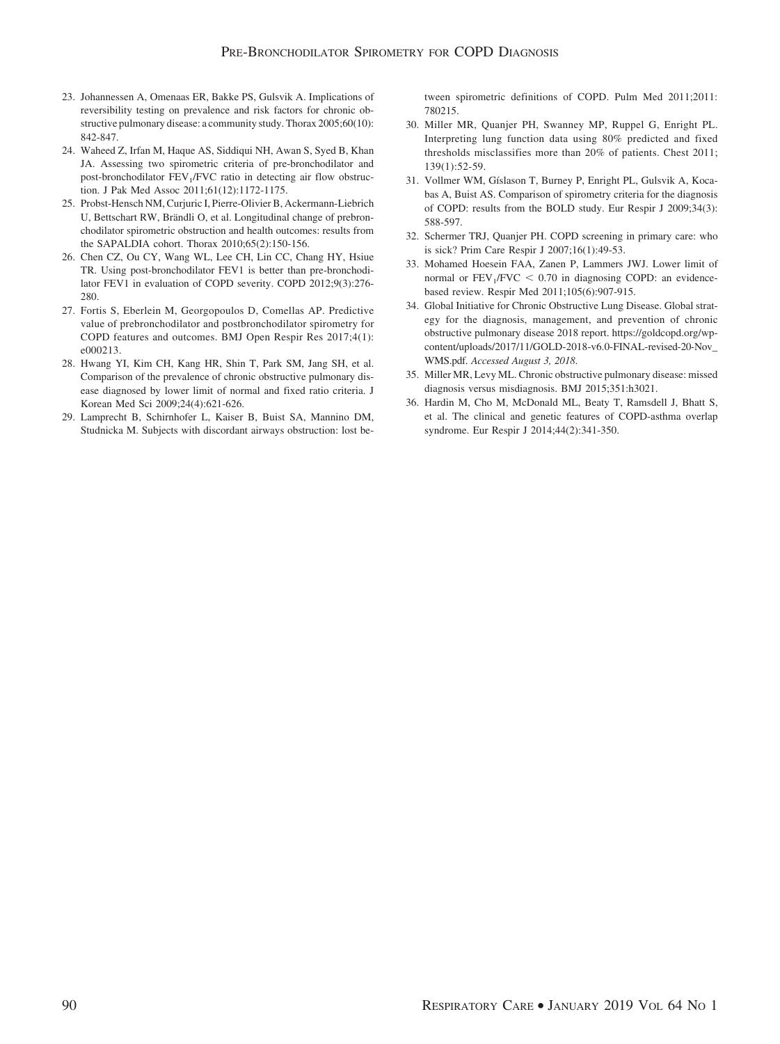23. Johannessen A, Omenaas ER, Bakke PS, Gulsvik A. Implications of reversibility testing on prevalence and risk factors for chronic obstructive pulmonary disease: a community study. Thorax 2005;60(10): 842-847.
24. Waheed Z, Irfan M, Haque AS, Siddiqui NH, Awan S, Syed B, Khan JA. Assessing two spirometric criteria of pre-bronchodilator and post-bronchodilator $FEV_1$/FVC ratio in detecting air flow obstruction. J Pak Med Assoc 2011;61(12):1172-1175.
25. Probst-Hensch NM, Curjuric I, Pierre-Olivier B, Ackermann-Liebrich U, Bettschart RW, Brändli O, et al. Longitudinal change of prebronchodilator spirometric obstruction and health outcomes: results from the SAPALDIA cohort. Thorax 2010;65(2):150-156.
26. Chen CZ, Ou CY, Wang WL, Lee CH, Lin CC, Chang HY, Hsiue TR. Using post-bronchodilator FEV1 is better than pre-bronchodilator FEV1 in evaluation of COPD severity. COPD 2012;9(3):276-280.
27. Fortis S, Eberlein M, Georgopoulos D, Comellas AP. Predictive value of prebronchodilator and postbronchodilator spirometry for COPD features and outcomes. BMJ Open Respir Res 2017;4(1): e000213.
28. Hwang YI, Kim CH, Kang HR, Shin T, Park SM, Jang SH, et al. Comparison of the prevalence of chronic obstructive pulmonary disease diagnosed by lower limit of normal and fixed ratio criteria. J Korean Med Sci 2009;24(4):621-626.
29. Lamprecht B, Schirnhofer L, Kaiser B, Buist SA, Mannino DM, Studnicka M. Subjects with discordant airways obstruction: lost between spirometric definitions of COPD. Pulm Med 2011;2011: 780215.
30. Miller MR, Quanjer PH, Swanney MP, Ruppel G, Enright PL. Interpreting lung function data using 80% predicted and fixed thresholds misclassifies more than 20% of patients. Chest 2011; 139(1):52-59.
31. Vollmer WM, Gíslason T, Burney P, Enright PL, Gulsvik A, Kocabas A, Buist AS. Comparison of spirometry criteria for the diagnosis of COPD: results from the BOLD study. Eur Respir J 2009;34(3): 588-597.
32. Schermer TRJ, Quanjer PH. COPD screening in primary care: who is sick? Prim Care Respir J 2007;16(1):49-53.
33. Mohamed Hoesein FAA, Zanen P, Lammers JWJ. Lower limit of normal or $FEV_1/FVC < 0.70$ in diagnosing COPD: an evidence-based review. Respir Med 2011;105(6):907-915.
34. Global Initiative for Chronic Obstructive Lung Disease. Global strategy for the diagnosis, management, and prevention of chronic obstructive pulmonary disease 2018 report. https://goldcopd.org/wp-content/uploads/2017/11/GOLD-2018-v6.0-FINAL-revised-20-Nov_WMS.pdf. *Accessed August 3, 2018.*
35. Miller MR, Levy ML. Chronic obstructive pulmonary disease: missed diagnosis versus misdiagnosis. BMJ 2015;351:h3021.
36. Hardin M, Cho M, McDonald ML, Beaty T, Ramsdell J, Bhatt S, et al. The clinical and genetic features of COPD-asthma overlap syndrome. Eur Respir J 2014;44(2):341-350.